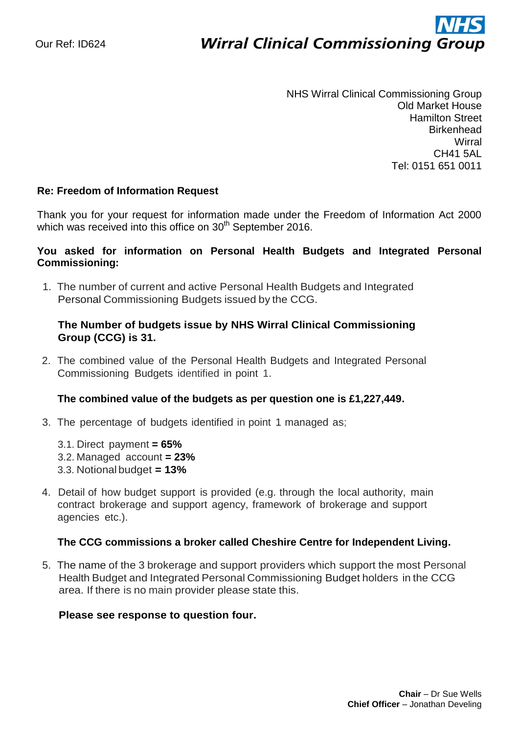Our Ref: ID624

**NHS**
***Wirral Clinical Commissioning Group***

NHS Wirral Clinical Commissioning Group
Old Market House
Hamilton Street
Birkenhead
Wirral
CH41 5AL
Tel: 0151 651 0011

**Re: Freedom of Information Request**

Thank you for your request for information made under the Freedom of Information Act 2000 which was received into this office on 30th September 2016.

**You asked for information on Personal Health Budgets and Integrated Personal Commissioning:**

1. The number of current and active Personal Health Budgets and Integrated Personal Commissioning Budgets issued by the CCG.

   **The Number of budgets issue by NHS Wirral Clinical Commissioning Group (CCG) is 31.**

2. The combined value of the Personal Health Budgets and Integrated Personal Commissioning Budgets identified in point 1.

   **The combined value of the budgets as per question one is £1,227,449.**

3. The percentage of budgets identified in point 1 managed as;

   3.1. Direct payment **= 65%**
   3.2. Managed account **= 23%**
   3.3. Notional budget **= 13%**

4. Detail of how budget support is provided (e.g. through the local authority, main contract brokerage and support agency, framework of brokerage and support agencies etc.).

   **The CCG commissions a broker called Cheshire Centre for Independent Living.**

5. The name of the 3 brokerage and support providers which support the most Personal Health Budget and Integrated Personal Commissioning Budget holders in the CCG area. If there is no main provider please state this.

   **Please see response to question four.**

**Chair** – Dr Sue Wells
**Chief Officer** – Jonathan Develing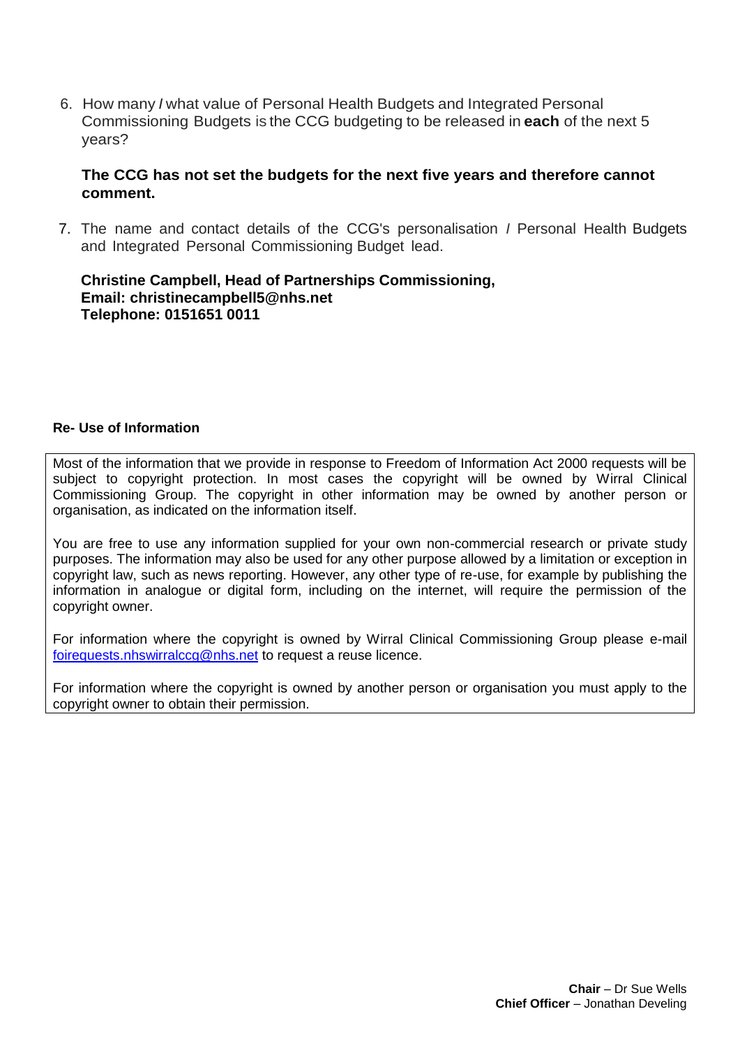6. How many / what value of Personal Health Budgets and Integrated Personal Commissioning Budgets is the CCG budgeting to be released in **each** of the next 5 years?

   **The CCG has not set the budgets for the next five years and therefore cannot comment.**

7. The name and contact details of the CCG's personalisation / Personal Health Budgets and Integrated Personal Commissioning Budget lead.

   **Christine Campbell, Head of Partnerships Commissioning,**
   **Email: christinecampbell5@nhs.net**
   **Telephone: 0151651 0011**

**Re- Use of Information**

Most of the information that we provide in response to Freedom of Information Act 2000 requests will be subject to copyright protection. In most cases the copyright will be owned by Wirral Clinical Commissioning Group. The copyright in other information may be owned by another person or organisation, as indicated on the information itself.

You are free to use any information supplied for your own non-commercial research or private study purposes. The information may also be used for any other purpose allowed by a limitation or exception in copyright law, such as news reporting. However, any other type of re-use, for example by publishing the information in analogue or digital form, including on the internet, will require the permission of the copyright owner.

For information where the copyright is owned by Wirral Clinical Commissioning Group please e-mail foirequests.nhswirralccg@nhs.net to request a reuse licence.

For information where the copyright is owned by another person or organisation you must apply to the copyright owner to obtain their permission.

**Chair** – Dr Sue Wells
**Chief Officer** – Jonathan Develing